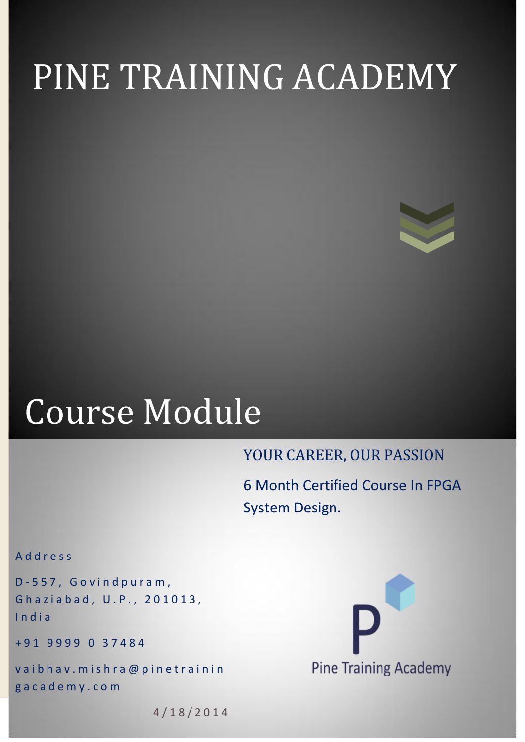# PINE TRAINING ACADEMY

# Course Module

YOUR CAREER, OUR PASSION

6 Month Certified Course In FPGA System Design.

Address

D-557, Govindpuram, Ghaziabad, U.P., 201013, India

+91 9999 0 37484

vaibhav.mishra@pinetrainingacademy.com

Pine Training Academy

4/18/2014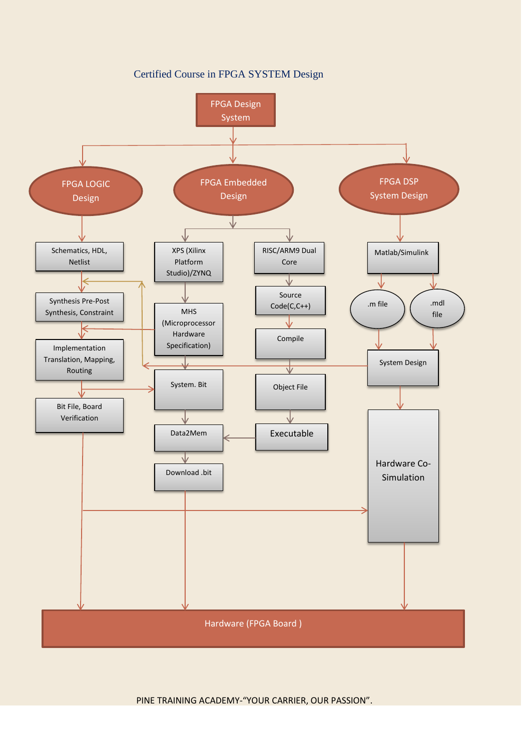Certified Course in FPGA SYSTEM Design

FPGA Design System

FPGA LOGIC Design

FPGA Embedded Design

FPGA DSP System Design

Schematics, HDL, Netlist

Synthesis Pre-Post Synthesis, Constraint

Implementation Translation, Mapping, Routing

Bit File, Board Verification

XPS (Xilinx Platform Studio)/ZYNQ

MHS (Microprocessor Hardware Specification)

System. Bit

Data2Mem

Download .bit

RISC/ARM9 Dual Core

Source Code(C,C++)

Compile

Object File

Executable

Matlab/Simulink

.m file

.mdl file

System Design

Hardware Co-Simulation

Hardware (FPGA Board )

PINE TRAINING ACADEMY-"YOUR CARRIER, OUR PASSION".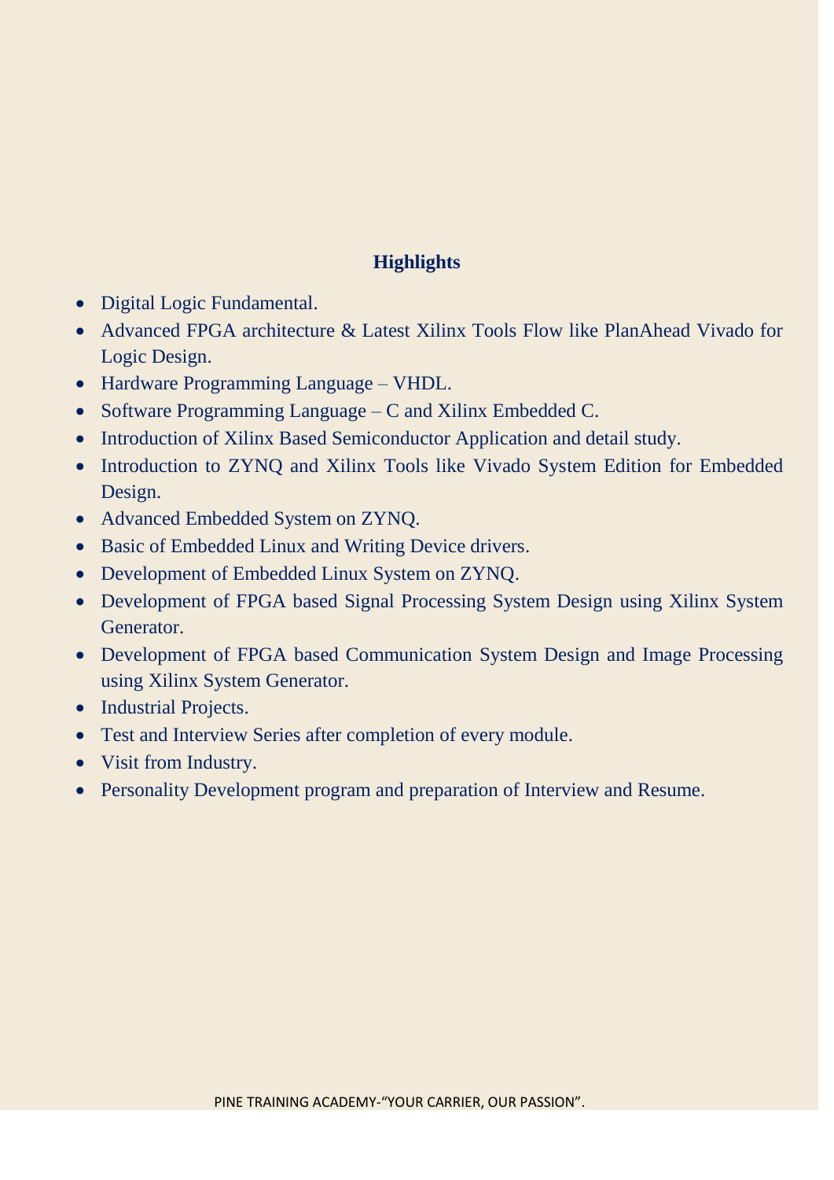## Highlights

- Digital Logic Fundamental.
- Advanced FPGA architecture & Latest Xilinx Tools Flow like PlanAhead Vivado for Logic Design.
- Hardware Programming Language – VHDL.
- Software Programming Language – C and Xilinx Embedded C.
- Introduction of Xilinx Based Semiconductor Application and detail study.
- Introduction to ZYNQ and Xilinx Tools like Vivado System Edition for Embedded Design.
- Advanced Embedded System on ZYNQ.
- Basic of Embedded Linux and Writing Device drivers.
- Development of Embedded Linux System on ZYNQ.
- Development of FPGA based Signal Processing System Design using Xilinx System Generator.
- Development of FPGA based Communication System Design and Image Processing using Xilinx System Generator.
- Industrial Projects.
- Test and Interview Series after completion of every module.
- Visit from Industry.
- Personality Development program and preparation of Interview and Resume.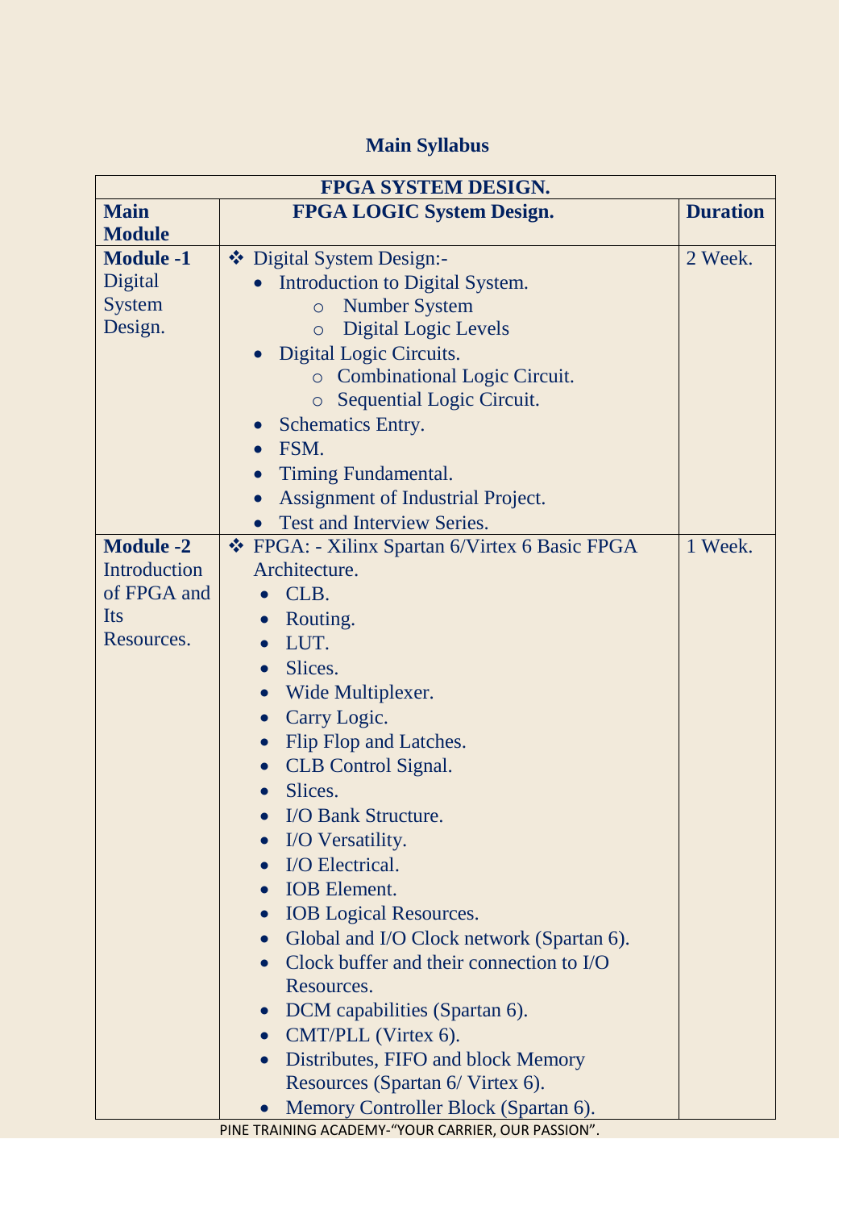## Main Syllabus

| FPGA SYSTEM DESIGN. | | |
|---|---|---|
| **Main Module** | **FPGA LOGIC System Design.** | **Duration** |
| **Module -1** Digital System Design. | ❖ Digital System Design:-<br>• Introduction to Digital System.<br>　○ Number System<br>　○ Digital Logic Levels<br>• Digital Logic Circuits.<br>　○ Combinational Logic Circuit.<br>　○ Sequential Logic Circuit.<br>• Schematics Entry.<br>• FSM.<br>• Timing Fundamental.<br>• Assignment of Industrial Project.<br>• Test and Interview Series. | 2 Week. |
| **Module -2** Introduction of FPGA and Its Resources. | ❖ FPGA: - Xilinx Spartan 6/Virtex 6 Basic FPGA Architecture.<br>• CLB.<br>• Routing.<br>• LUT.<br>• Slices.<br>• Wide Multiplexer.<br>• Carry Logic.<br>• Flip Flop and Latches.<br>• CLB Control Signal.<br>• Slices.<br>• I/O Bank Structure.<br>• I/O Versatility.<br>• I/O Electrical.<br>• IOB Element.<br>• IOB Logical Resources.<br>• Global and I/O Clock network (Spartan 6).<br>• Clock buffer and their connection to I/O Resources.<br>• DCM capabilities (Spartan 6).<br>• CMT/PLL (Virtex 6).<br>• Distributes, FIFO and block Memory Resources (Spartan 6/ Virtex 6).<br>• Memory Controller Block (Spartan 6). | 1 Week. |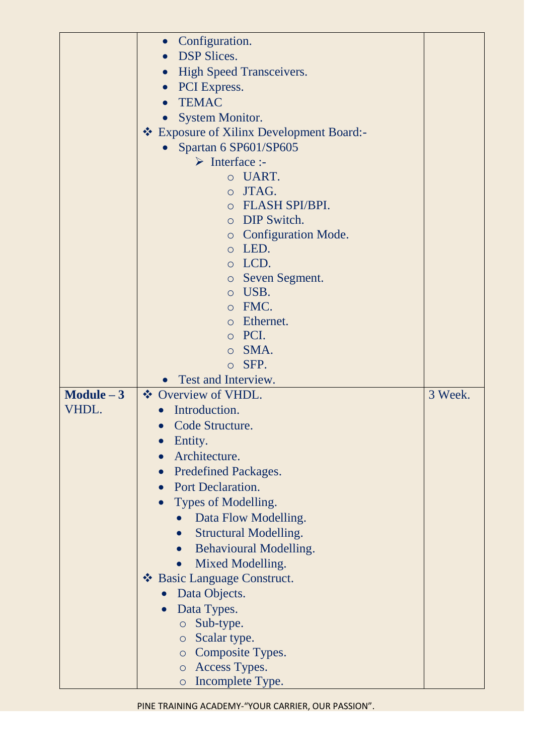| | | |
|---|---|---|
| | • Configuration.<br>• DSP Slices.<br>• High Speed Transceivers.<br>• PCI Express.<br>• TEMAC<br>• System Monitor.<br>❖ Exposure of Xilinx Development Board:-<br>&nbsp;&nbsp;• Spartan 6 SP601/SP605<br>&nbsp;&nbsp;&nbsp;&nbsp;➢ Interface :-<br>&nbsp;&nbsp;&nbsp;&nbsp;&nbsp;&nbsp;○ UART.<br>&nbsp;&nbsp;&nbsp;&nbsp;&nbsp;&nbsp;○ JTAG.<br>&nbsp;&nbsp;&nbsp;&nbsp;&nbsp;&nbsp;○ FLASH SPI/BPI.<br>&nbsp;&nbsp;&nbsp;&nbsp;&nbsp;&nbsp;○ DIP Switch.<br>&nbsp;&nbsp;&nbsp;&nbsp;&nbsp;&nbsp;○ Configuration Mode.<br>&nbsp;&nbsp;&nbsp;&nbsp;&nbsp;&nbsp;○ LED.<br>&nbsp;&nbsp;&nbsp;&nbsp;&nbsp;&nbsp;○ LCD.<br>&nbsp;&nbsp;&nbsp;&nbsp;&nbsp;&nbsp;○ Seven Segment.<br>&nbsp;&nbsp;&nbsp;&nbsp;&nbsp;&nbsp;○ USB.<br>&nbsp;&nbsp;&nbsp;&nbsp;&nbsp;&nbsp;○ FMC.<br>&nbsp;&nbsp;&nbsp;&nbsp;&nbsp;&nbsp;○ Ethernet.<br>&nbsp;&nbsp;&nbsp;&nbsp;&nbsp;&nbsp;○ PCI.<br>&nbsp;&nbsp;&nbsp;&nbsp;&nbsp;&nbsp;○ SMA.<br>&nbsp;&nbsp;&nbsp;&nbsp;&nbsp;&nbsp;○ SFP.<br>• Test and Interview. | |
| **Module – 3**<br>VHDL. | ❖ Overview of VHDL.<br>&nbsp;&nbsp;• Introduction.<br>&nbsp;&nbsp;• Code Structure.<br>&nbsp;&nbsp;• Entity.<br>&nbsp;&nbsp;• Architecture.<br>&nbsp;&nbsp;• Predefined Packages.<br>&nbsp;&nbsp;• Port Declaration.<br>&nbsp;&nbsp;• Types of Modelling.<br>&nbsp;&nbsp;&nbsp;&nbsp;• Data Flow Modelling.<br>&nbsp;&nbsp;&nbsp;&nbsp;• Structural Modelling.<br>&nbsp;&nbsp;&nbsp;&nbsp;• Behavioural Modelling.<br>&nbsp;&nbsp;&nbsp;&nbsp;• Mixed Modelling.<br>❖ Basic Language Construct.<br>&nbsp;&nbsp;• Data Objects.<br>&nbsp;&nbsp;• Data Types.<br>&nbsp;&nbsp;&nbsp;&nbsp;○ Sub-type.<br>&nbsp;&nbsp;&nbsp;&nbsp;○ Scalar type.<br>&nbsp;&nbsp;&nbsp;&nbsp;○ Composite Types.<br>&nbsp;&nbsp;&nbsp;&nbsp;○ Access Types.<br>&nbsp;&nbsp;&nbsp;&nbsp;○ Incomplete Type. | 3 Week. |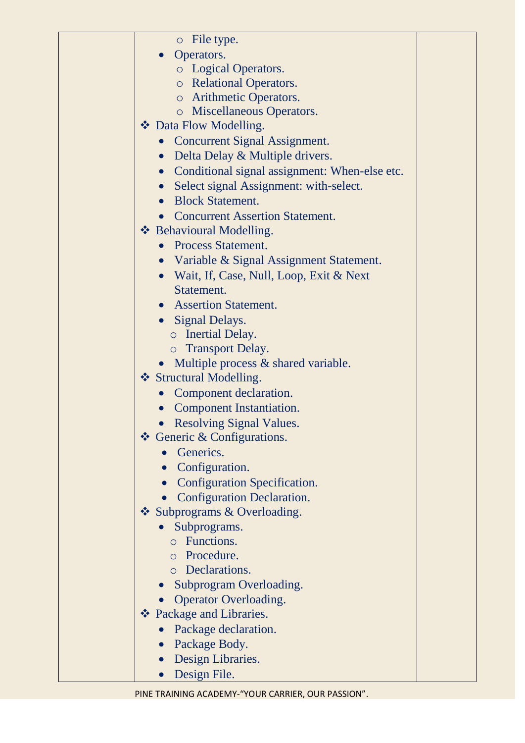| | | | |
|---|---|---|---|
| | ◦ File type.<br>• Operators.<br>  ◦ Logical Operators.<br>  ◦ Relational Operators.<br>  ◦ Arithmetic Operators.<br>  ◦ Miscellaneous Operators.<br>❖ Data Flow Modelling.<br>  • Concurrent Signal Assignment.<br>  • Delta Delay & Multiple drivers.<br>  • Conditional signal assignment: When-else etc.<br>  • Select signal Assignment: with-select.<br>  • Block Statement.<br>  • Concurrent Assertion Statement.<br>❖ Behavioural Modelling.<br>  • Process Statement.<br>  • Variable & Signal Assignment Statement.<br>  • Wait, If, Case, Null, Loop, Exit & Next Statement.<br>  • Assertion Statement.<br>  • Signal Delays.<br>    ◦ Inertial Delay.<br>    ◦ Transport Delay.<br>  • Multiple process & shared variable.<br>❖ Structural Modelling.<br>  • Component declaration.<br>  • Component Instantiation.<br>  • Resolving Signal Values.<br>❖ Generic & Configurations.<br>  • Generics.<br>  • Configuration.<br>  • Configuration Specification.<br>  • Configuration Declaration.<br>❖ Subprograms & Overloading.<br>  • Subprograms.<br>    ◦ Functions.<br>    ◦ Procedure.<br>    ◦ Declarations.<br>  • Subprogram Overloading.<br>  • Operator Overloading.<br>❖ Package and Libraries.<br>  • Package declaration.<br>  • Package Body.<br>  • Design Libraries.<br>  • Design File. | |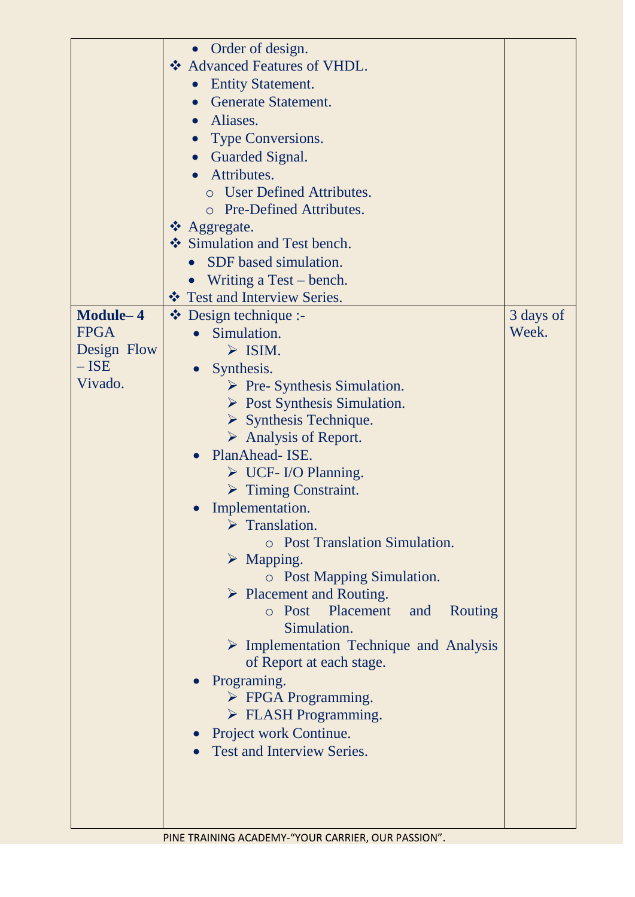| | | |
|---|---|---|
| | • Order of design.<br>❖ Advanced Features of VHDL.<br>• Entity Statement.<br>• Generate Statement.<br>• Aliases.<br>• Type Conversions.<br>• Guarded Signal.<br>• Attributes.<br>○ User Defined Attributes.<br>○ Pre-Defined Attributes.<br>❖ Aggregate.<br>❖ Simulation and Test bench.<br>• SDF based simulation.<br>• Writing a Test – bench.<br>❖ Test and Interview Series. | |
| **Module– 4** FPGA Design Flow – ISE Vivado. | ❖ Design technique :-<br>• Simulation.<br>➢ ISIM.<br>• Synthesis.<br>➢ Pre- Synthesis Simulation.<br>➢ Post Synthesis Simulation.<br>➢ Synthesis Technique.<br>➢ Analysis of Report.<br>• PlanAhead- ISE.<br>➢ UCF- I/O Planning.<br>➢ Timing Constraint.<br>• Implementation.<br>➢ Translation.<br>○ Post Translation Simulation.<br>➢ Mapping.<br>○ Post Mapping Simulation.<br>➢ Placement and Routing.<br>○ Post Placement and Routing Simulation.<br>➢ Implementation Technique and Analysis of Report at each stage.<br>• Programing.<br>➢ FPGA Programming.<br>➢ FLASH Programming.<br>• Project work Continue.<br>• Test and Interview Series. | 3 days of Week. |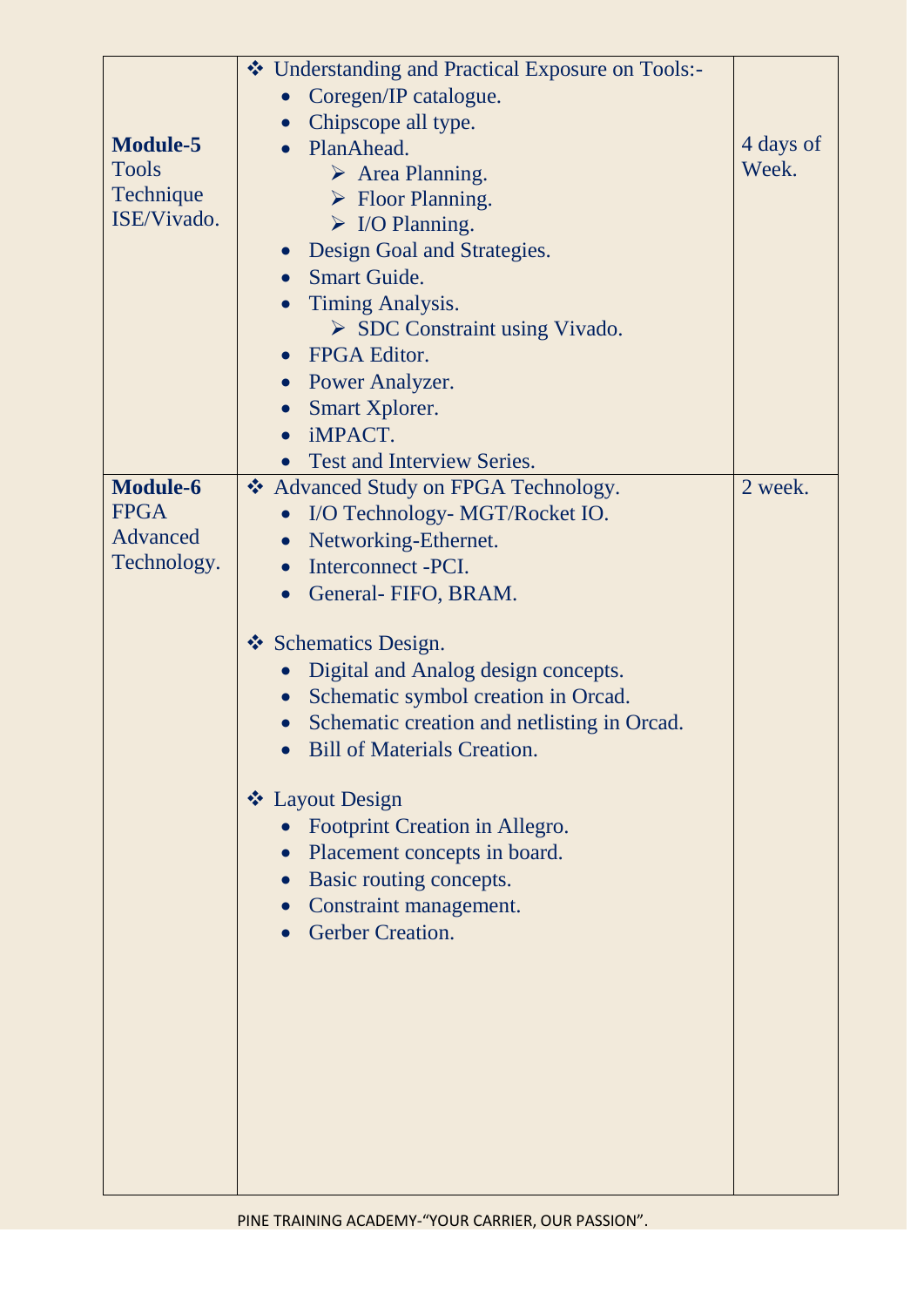| | | |
|---|---|---|
| **Module-5**<br>Tools Technique ISE/Vivado. | ❖ Understanding and Practical Exposure on Tools:-<br>• Coregen/IP catalogue.<br>• Chipscope all type.<br>• PlanAhead.<br>&nbsp;&nbsp;&nbsp;&nbsp;➢ Area Planning.<br>&nbsp;&nbsp;&nbsp;&nbsp;➢ Floor Planning.<br>&nbsp;&nbsp;&nbsp;&nbsp;➢ I/O Planning.<br>• Design Goal and Strategies.<br>• Smart Guide.<br>• Timing Analysis.<br>&nbsp;&nbsp;&nbsp;&nbsp;➢ SDC Constraint using Vivado.<br>• FPGA Editor.<br>• Power Analyzer.<br>• Smart Xplorer.<br>• iMPACT.<br>• Test and Interview Series. | 4 days of Week. |
| **Module-6**<br>FPGA Advanced Technology. | ❖ Advanced Study on FPGA Technology.<br>• I/O Technology- MGT/Rocket IO.<br>• Networking-Ethernet.<br>• Interconnect -PCI.<br>• General- FIFO, BRAM.<br><br>❖ Schematics Design.<br>• Digital and Analog design concepts.<br>• Schematic symbol creation in Orcad.<br>• Schematic creation and netlisting in Orcad.<br>• Bill of Materials Creation.<br><br>❖ Layout Design<br>• Footprint Creation in Allegro.<br>• Placement concepts in board.<br>• Basic routing concepts.<br>• Constraint management.<br>• Gerber Creation. | 2 week. |

PINE TRAINING ACADEMY-"YOUR CARRIER, OUR PASSION".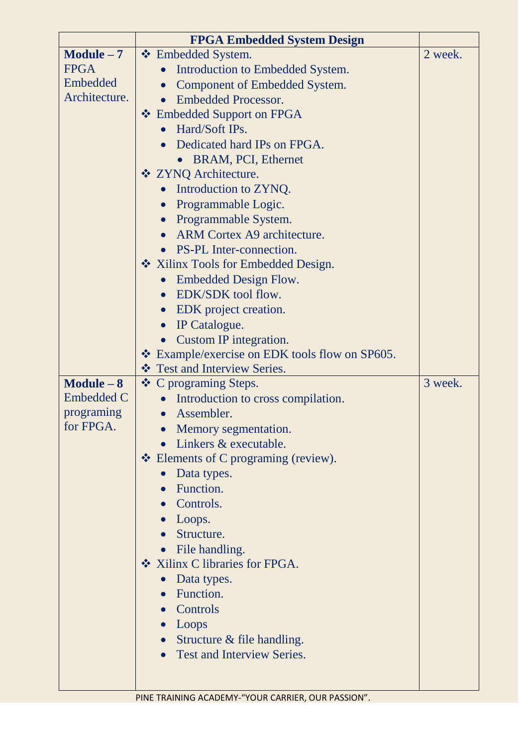| | **FPGA Embedded System Design** | |
|---|---|---|
| **Module – 7** FPGA Embedded Architecture. | ❖ Embedded System.<br>• Introduction to Embedded System.<br>• Component of Embedded System.<br>• Embedded Processor.<br>❖ Embedded Support on FPGA<br>• Hard/Soft IPs.<br>• Dedicated hard IPs on FPGA.<br>  • BRAM, PCI, Ethernet<br>❖ ZYNQ Architecture.<br>• Introduction to ZYNQ.<br>• Programmable Logic.<br>• Programmable System.<br>• ARM Cortex A9 architecture.<br>• PS-PL Inter-connection.<br>❖ Xilinx Tools for Embedded Design.<br>• Embedded Design Flow.<br>• EDK/SDK tool flow.<br>• EDK project creation.<br>• IP Catalogue.<br>• Custom IP integration.<br>❖ Example/exercise on EDK tools flow on SP605.<br>❖ Test and Interview Series. | 2 week. |
| **Module – 8** Embedded C programing for FPGA. | ❖ C programing Steps.<br>• Introduction to cross compilation.<br>• Assembler.<br>• Memory segmentation.<br>• Linkers & executable.<br>❖ Elements of C programing (review).<br>• Data types.<br>• Function.<br>• Controls.<br>• Loops.<br>• Structure.<br>• File handling.<br>❖ Xilinx C libraries for FPGA.<br>• Data types.<br>• Function.<br>• Controls<br>• Loops<br>• Structure & file handling.<br>• Test and Interview Series. | 3 week. |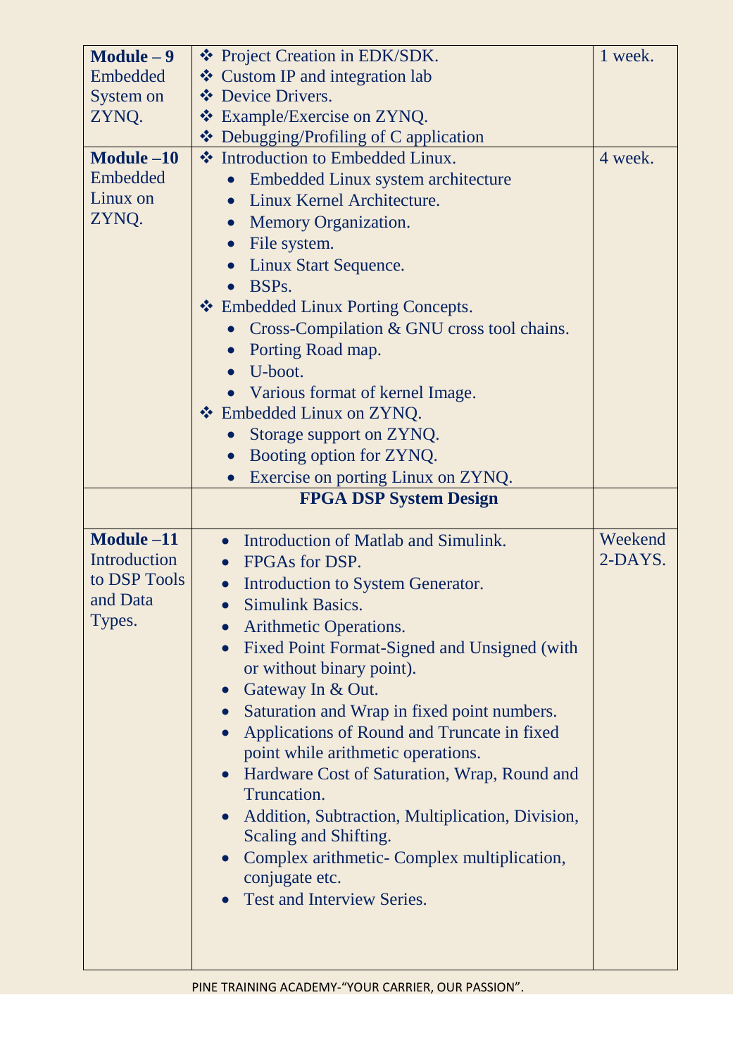| | | |
|---|---|---|
| **Module – 9** Embedded System on ZYNQ. | ❖ Project Creation in EDK/SDK.<br>❖ Custom IP and integration lab<br>❖ Device Drivers.<br>❖ Example/Exercise on ZYNQ.<br>❖ Debugging/Profiling of C application | 1 week. |
| **Module –10** Embedded Linux on ZYNQ. | ❖ Introduction to Embedded Linux.<br>• Embedded Linux system architecture<br>• Linux Kernel Architecture.<br>• Memory Organization.<br>• File system.<br>• Linux Start Sequence.<br>• BSPs.<br>❖ Embedded Linux Porting Concepts.<br>• Cross-Compilation & GNU cross tool chains.<br>• Porting Road map.<br>• U-boot.<br>• Various format of kernel Image.<br>❖ Embedded Linux on ZYNQ.<br>• Storage support on ZYNQ.<br>• Booting option for ZYNQ.<br>• Exercise on porting Linux on ZYNQ. | 4 week. |
| | **FPGA DSP System Design** | |
| **Module –11** Introduction to DSP Tools and Data Types. | • Introduction of Matlab and Simulink.<br>• FPGAs for DSP.<br>• Introduction to System Generator.<br>• Simulink Basics.<br>• Arithmetic Operations.<br>• Fixed Point Format-Signed and Unsigned (with or without binary point).<br>• Gateway In & Out.<br>• Saturation and Wrap in fixed point numbers.<br>• Applications of Round and Truncate in fixed point while arithmetic operations.<br>• Hardware Cost of Saturation, Wrap, Round and Truncation.<br>• Addition, Subtraction, Multiplication, Division, Scaling and Shifting.<br>• Complex arithmetic- Complex multiplication, conjugate etc.<br>• Test and Interview Series. | Weekend 2-DAYS. |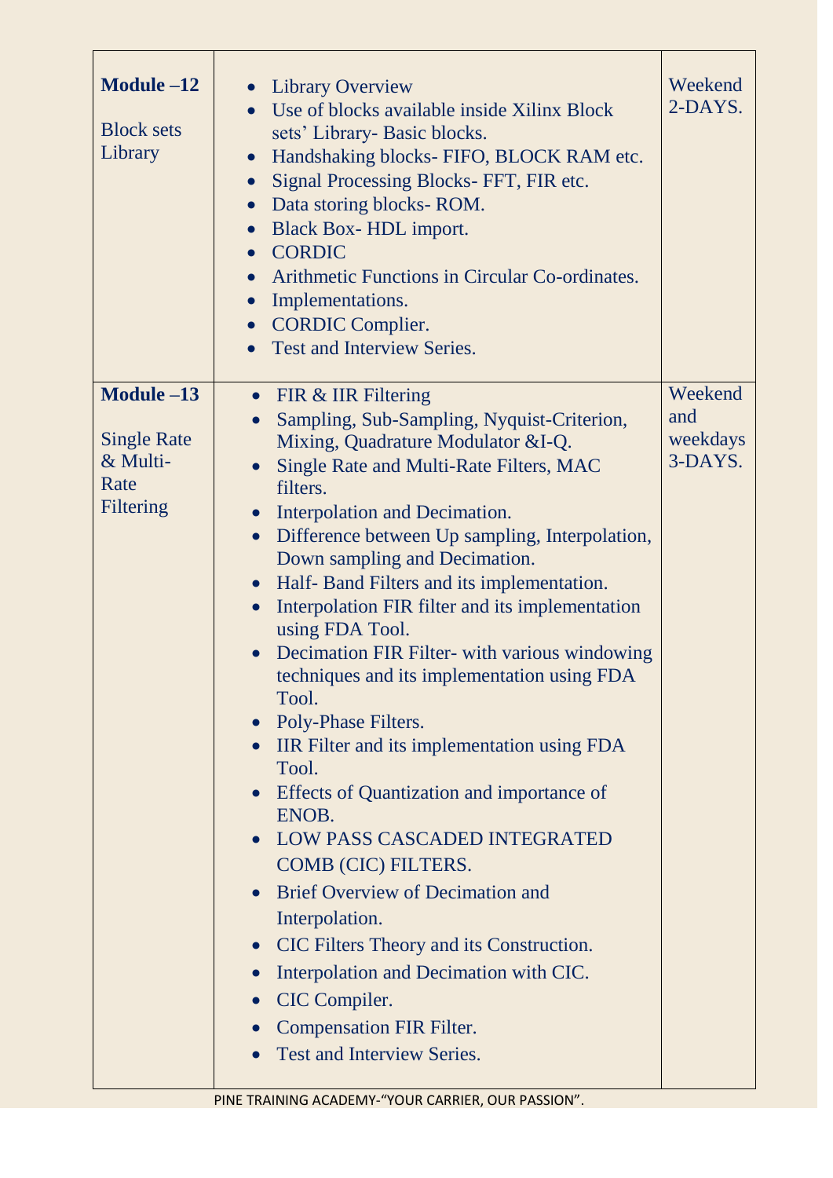| | | |
|---|---|---|
| **Module –12**<br><br>Block sets Library | • Library Overview<br>• Use of blocks available inside Xilinx Block sets' Library- Basic blocks.<br>• Handshaking blocks- FIFO, BLOCK RAM etc.<br>• Signal Processing Blocks- FFT, FIR etc.<br>• Data storing blocks- ROM.<br>• Black Box- HDL import.<br>• CORDIC<br>• Arithmetic Functions in Circular Co-ordinates.<br>• Implementations.<br>• CORDIC Complier.<br>• Test and Interview Series. | Weekend 2-DAYS. |
| **Module –13**<br><br>Single Rate & Multi-Rate Filtering | • FIR & IIR Filtering<br>• Sampling, Sub-Sampling, Nyquist-Criterion, Mixing, Quadrature Modulator &I-Q.<br>• Single Rate and Multi-Rate Filters, MAC filters.<br>• Interpolation and Decimation.<br>• Difference between Up sampling, Interpolation, Down sampling and Decimation.<br>• Half- Band Filters and its implementation.<br>• Interpolation FIR filter and its implementation using FDA Tool.<br>• Decimation FIR Filter- with various windowing techniques and its implementation using FDA Tool.<br>• Poly-Phase Filters.<br>• IIR Filter and its implementation using FDA Tool.<br>• Effects of Quantization and importance of ENOB.<br>• LOW PASS CASCADED INTEGRATED COMB (CIC) FILTERS.<br>• Brief Overview of Decimation and Interpolation.<br>• CIC Filters Theory and its Construction.<br>• Interpolation and Decimation with CIC.<br>• CIC Compiler.<br>• Compensation FIR Filter.<br>• Test and Interview Series. | Weekend and weekdays 3-DAYS. |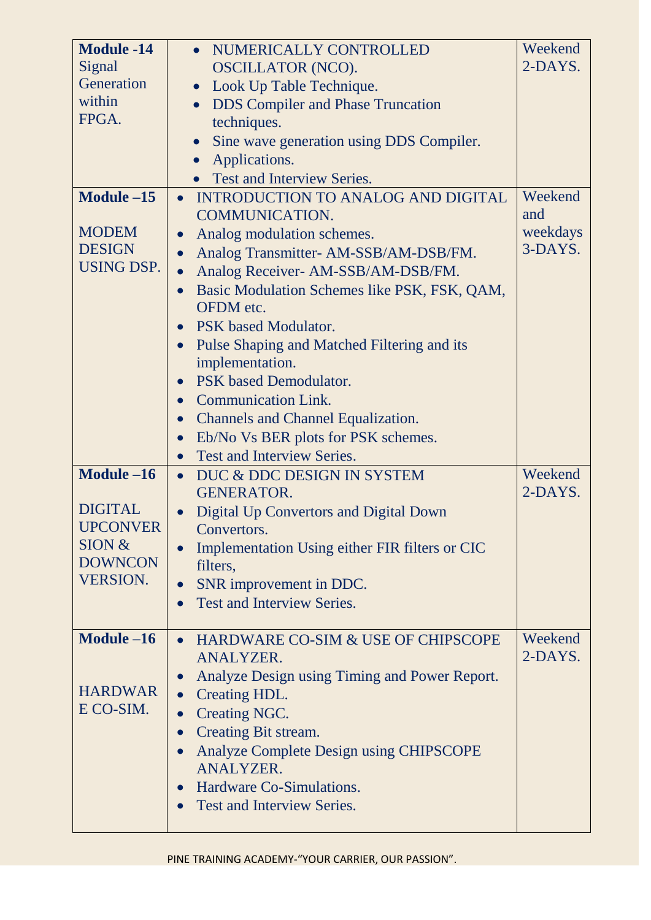| | | |
|---|---|---|
| **Module -14** Signal Generation within FPGA. | • NUMERICALLY CONTROLLED OSCILLATOR (NCO).<br>• Look Up Table Technique.<br>• DDS Compiler and Phase Truncation techniques.<br>• Sine wave generation using DDS Compiler.<br>• Applications.<br>• Test and Interview Series. | Weekend 2-DAYS. |
| **Module –15**<br><br>MODEM DESIGN USING DSP. | • INTRODUCTION TO ANALOG AND DIGITAL COMMUNICATION.<br>• Analog modulation schemes.<br>• Analog Transmitter- AM-SSB/AM-DSB/FM.<br>• Analog Receiver- AM-SSB/AM-DSB/FM.<br>• Basic Modulation Schemes like PSK, FSK, QAM, OFDM etc.<br>• PSK based Modulator.<br>• Pulse Shaping and Matched Filtering and its implementation.<br>• PSK based Demodulator.<br>• Communication Link.<br>• Channels and Channel Equalization.<br>• Eb/No Vs BER plots for PSK schemes.<br>• Test and Interview Series. | Weekend and weekdays 3-DAYS. |
| **Module –16**<br><br>DIGITAL UPCONVERSION & DOWNCONVERSION. | • DUC & DDC DESIGN IN SYSTEM GENERATOR.<br>• Digital Up Convertors and Digital Down Convertors.<br>• Implementation Using either FIR filters or CIC filters,<br>• SNR improvement in DDC.<br>• Test and Interview Series. | Weekend 2-DAYS. |
| **Module –16**<br><br>HARDWARE CO-SIM. | • HARDWARE CO-SIM & USE OF CHIPSCOPE ANALYZER.<br>• Analyze Design using Timing and Power Report.<br>• Creating HDL.<br>• Creating NGC.<br>• Creating Bit stream.<br>• Analyze Complete Design using CHIPSCOPE ANALYZER.<br>• Hardware Co-Simulations.<br>• Test and Interview Series. | Weekend 2-DAYS. |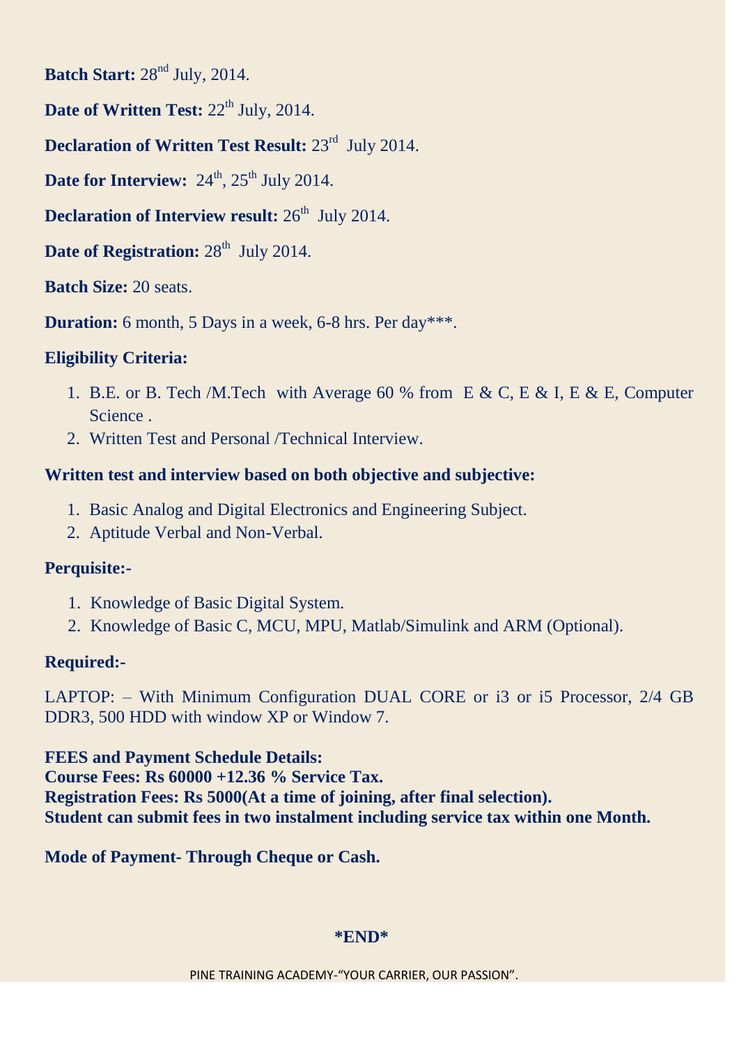**Batch Start:** 28nd July, 2014.

**Date of Written Test:** 22th July, 2014.

**Declaration of Written Test Result:** 23rd July 2014.

**Date for Interview:** 24th, 25th July 2014.

**Declaration of Interview result:** 26th July 2014.

**Date of Registration:** 28th July 2014.

**Batch Size:** 20 seats.

**Duration:** 6 month, 5 Days in a week, 6-8 hrs. Per day***.

**Eligibility Criteria:**

1. B.E. or B. Tech /M.Tech with Average 60 % from E & C, E & I, E & E, Computer Science .
2. Written Test and Personal /Technical Interview.

**Written test and interview based on both objective and subjective:**

1. Basic Analog and Digital Electronics and Engineering Subject.
2. Aptitude Verbal and Non-Verbal.

**Perquisite:-**

1. Knowledge of Basic Digital System.
2. Knowledge of Basic C, MCU, MPU, Matlab/Simulink and ARM (Optional).

**Required:-**

LAPTOP: – With Minimum Configuration DUAL CORE or i3 or i5 Processor, 2/4 GB DDR3, 500 HDD with window XP or Window 7.

**FEES and Payment Schedule Details:**
**Course Fees: Rs 60000 +12.36 % Service Tax.**
**Registration Fees: Rs 5000(At a time of joining, after final selection).**
**Student can submit fees in two instalment including service tax within one Month.**

**Mode of Payment- Through Cheque or Cash.**

**\*END\***